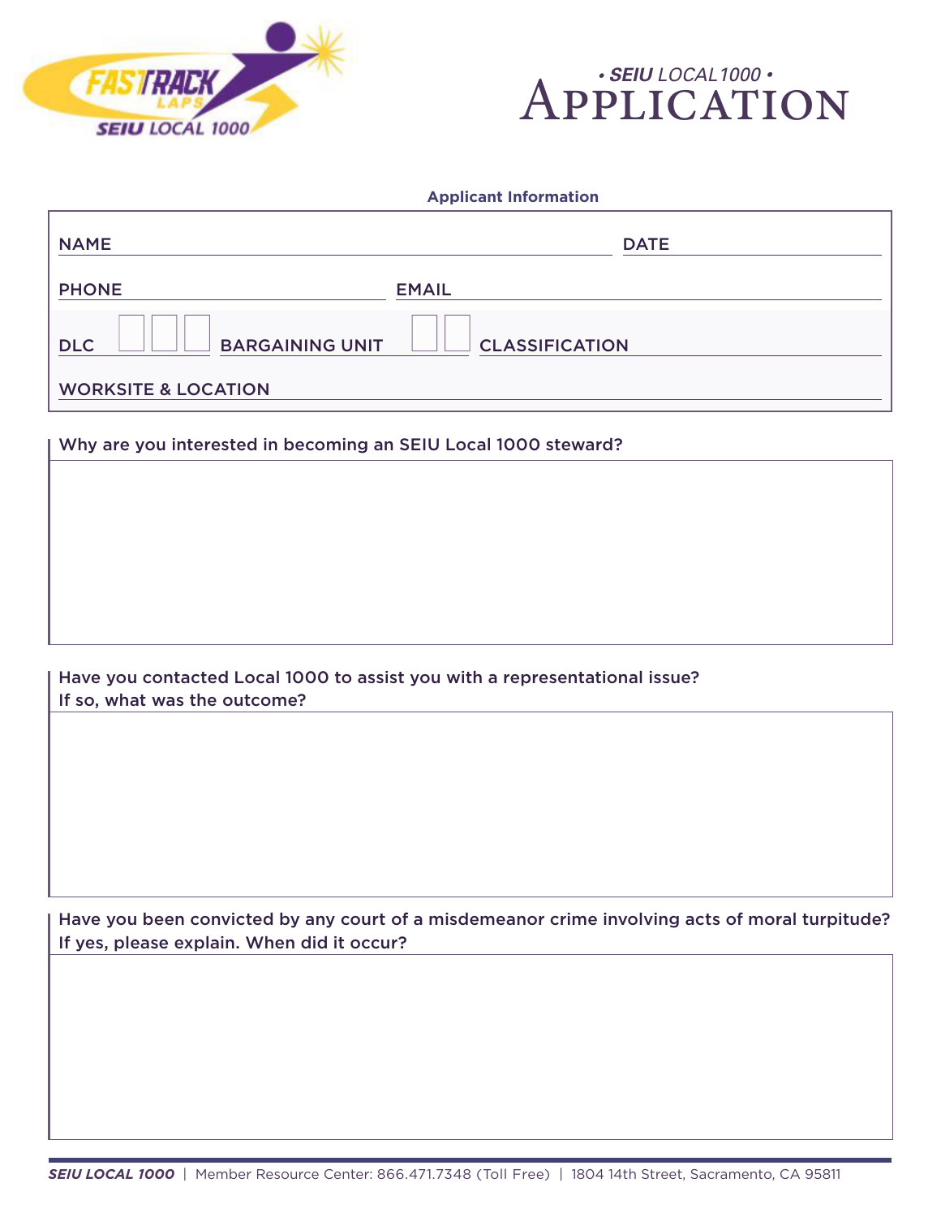FASTRACK LAPS SEIU LOCAL 1000

# • SEIU LOCAL 1000 • APPLICATION

**Applicant Information**

NAME ____________________ DATE __________

PHONE __________ EMAIL __________

DLC ☐☐☐ BARGAINING UNIT ☐☐ CLASSIFICATION __________

WORKSITE & LOCATION __________

Why are you interested in becoming an SEIU Local 1000 steward?

&nbsp;

Have you contacted Local 1000 to assist you with a representational issue?
If so, what was the outcome?

&nbsp;

Have you been convicted by any court of a misdemeanor crime involving acts of moral turpitude?
If yes, please explain. When did it occur?

&nbsp;

***SEIU LOCAL 1000*** | Member Resource Center: 866.471.7348 (Toll Free) | 1804 14th Street, Sacramento, CA 95811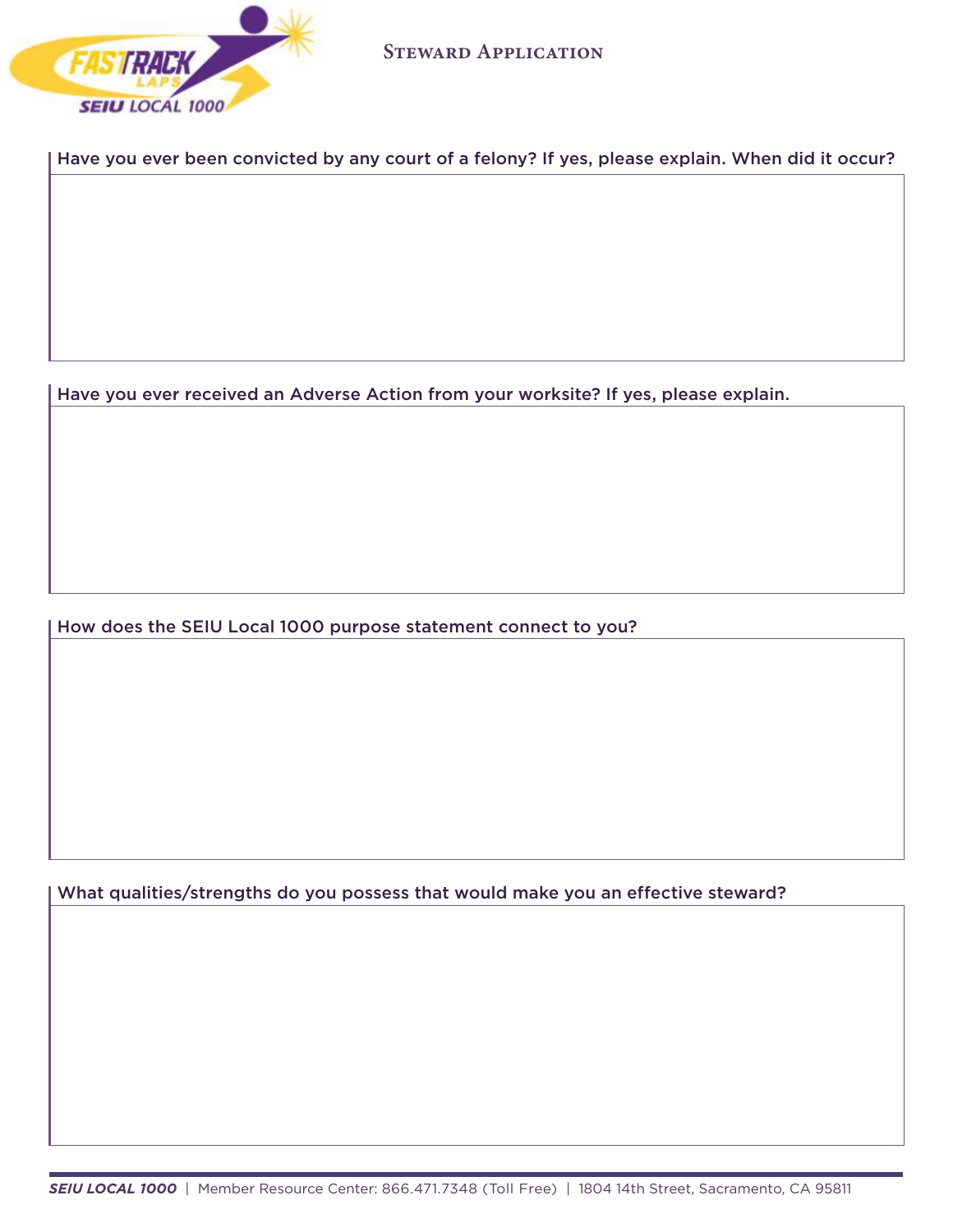# Steward Application

Have you ever been convicted by any court of a felony? If yes, please explain. When did it occur?

Have you ever received an Adverse Action from your worksite? If yes, please explain.

How does the SEIU Local 1000 purpose statement connect to you?

What qualities/strengths do you possess that would make you an effective steward?

*SEIU LOCAL 1000* | Member Resource Center: 866.471.7348 (Toll Free) | 1804 14th Street, Sacramento, CA 95811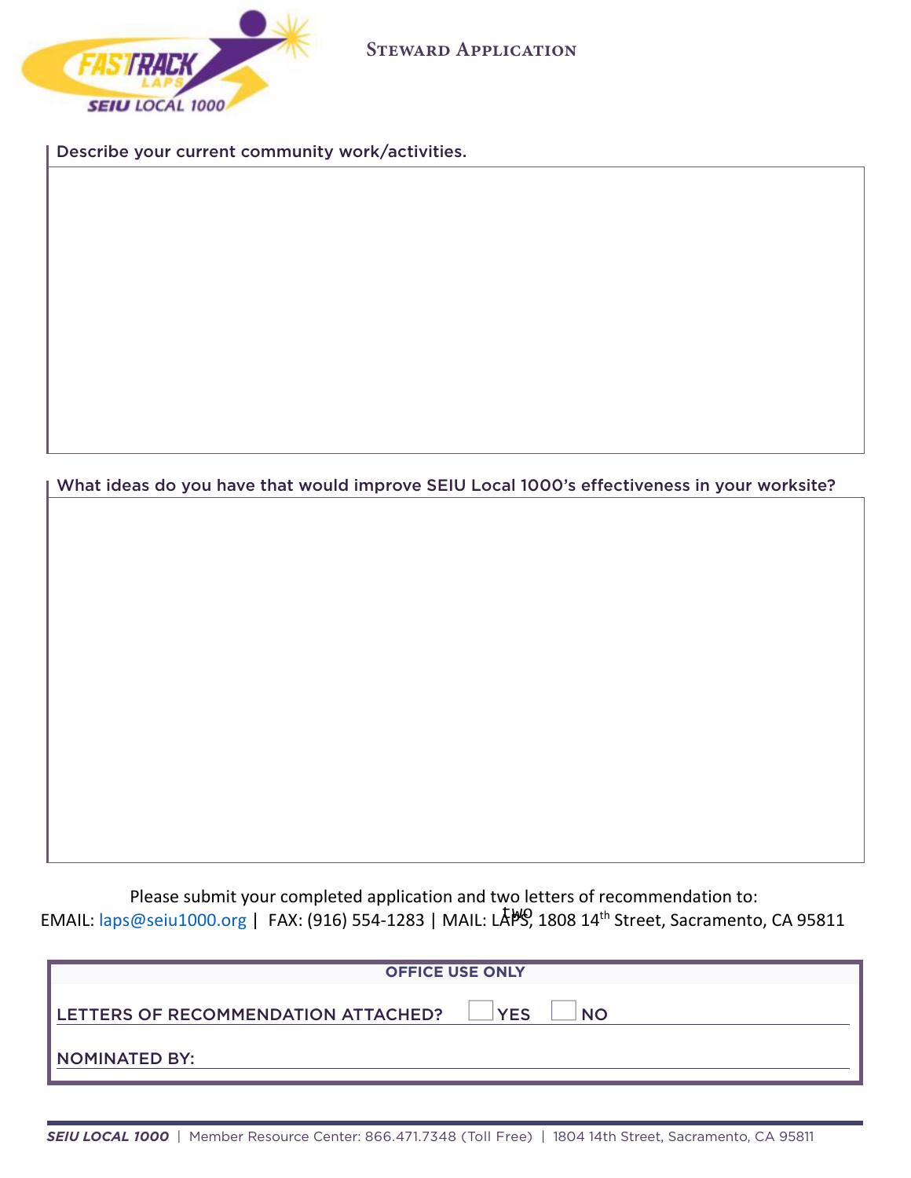# Steward Application

Describe your current community work/activities.

What ideas do you have that would improve SEIU Local 1000's effectiveness in your worksite?

Please submit your completed application and two letters of recommendation to:
EMAIL: laps@seiu1000.org | FAX: (916) 554-1283 | MAIL: LAPS, 1808 14th Street, Sacramento, CA 95811

| OFFICE USE ONLY |
| --- |
| LETTERS OF RECOMMENDATION ATTACHED? ☐ YES ☐ NO |
| NOMINATED BY: |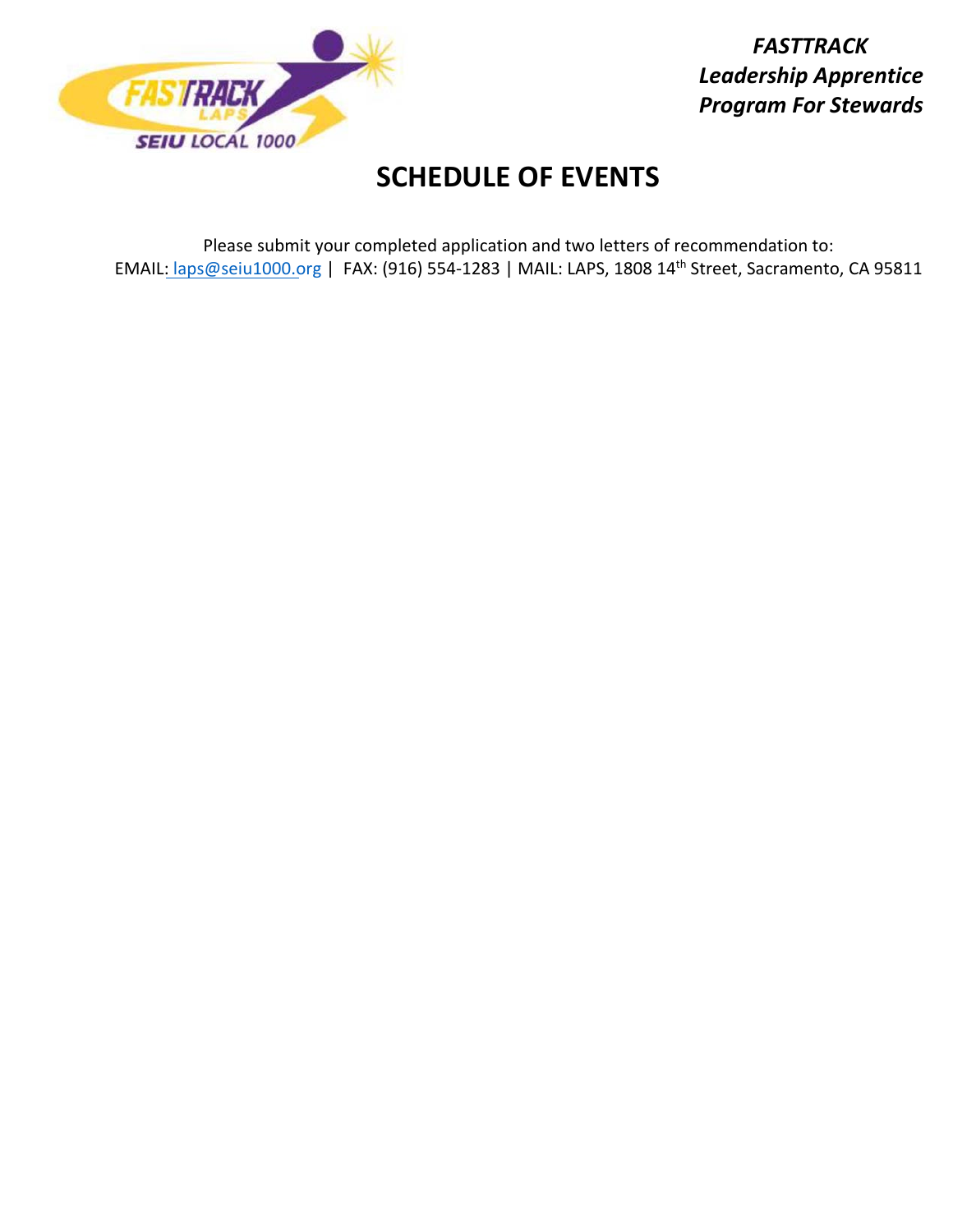*FASTTRACK*
*Leadership Apprentice*
*Program For Stewards*

# SCHEDULE OF EVENTS

Please submit your completed application and two letters of recommendation to:
EMAIL: laps@seiu1000.org | FAX: (916) 554-1283 | MAIL: LAPS, 1808 14th Street, Sacramento, CA 95811